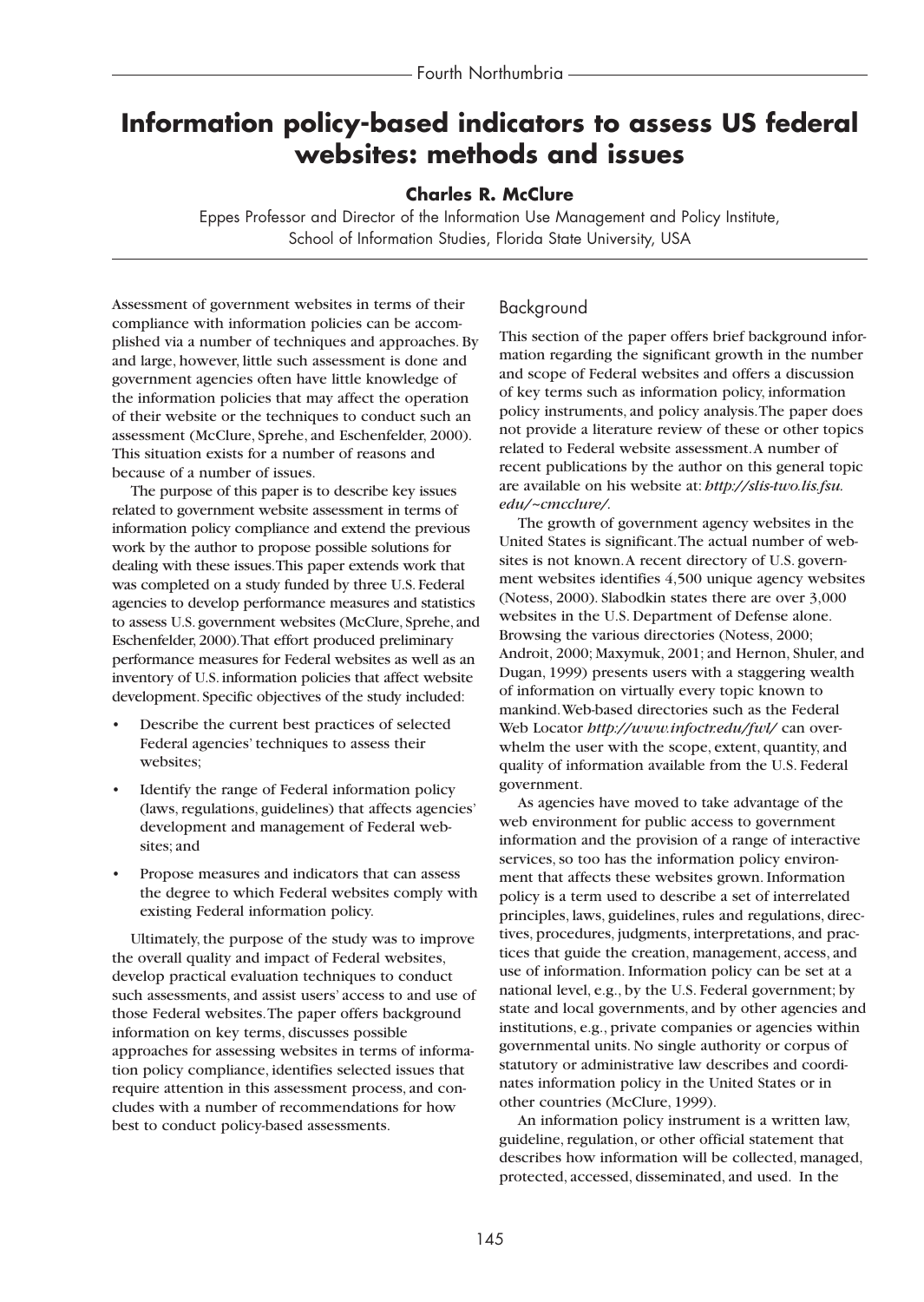# Information policy-based indicators to assess US federal websites: methods and issues

**Charles R. McClure**

Eppes Professor and Director of the Information Use Management and Policy Institute, School of Information Studies, Florida State University, USA

Assessment of government websites in terms of their compliance with information policies can be accomplished via a number of techniques and approaches. By and large, however, little such assessment is done and government agencies often have little knowledge of the information policies that may affect the operation of their website or the techniques to conduct such an assessment (McClure, Sprehe, and Eschenfelder, 2000). This situation exists for a number of reasons and because of a number of issues.

The purpose of this paper is to describe key issues related to government website assessment in terms of information policy compliance and extend the previous work by the author to propose possible solutions for dealing with these issues. This paper extends work that was completed on a study funded by three U.S. Federal agencies to develop performance measures and statistics to assess U.S. government websites (McClure, Sprehe, and Eschenfelder, 2000). That effort produced preliminary performance measures for Federal websites as well as an inventory of U.S. information policies that affect website development. Specific objectives of the study included:

- Describe the current best practices of selected Federal agencies' techniques to assess their websites;
- Identify the range of Federal information policy (laws, regulations, guidelines) that affects agencies' development and management of Federal websites; and
- Propose measures and indicators that can assess the degree to which Federal websites comply with existing Federal information policy.

Ultimately, the purpose of the study was to improve the overall quality and impact of Federal websites, develop practical evaluation techniques to conduct such assessments, and assist users' access to and use of those Federal websites. The paper offers background information on key terms, discusses possible approaches for assessing websites in terms of information policy compliance, identifies selected issues that require attention in this assessment process, and concludes with a number of recommendations for how best to conduct policy-based assessments.

## Background

This section of the paper offers brief background information regarding the significant growth in the number and scope of Federal websites and offers a discussion of key terms such as information policy, information policy instruments, and policy analysis. The paper does not provide a literature review of these or other topics related to Federal website assessment. A number of recent publications by the author on this general topic are available on his website at: *http://slis-two.lis.fsu.edu/~cmcclure/*.

The growth of government agency websites in the United States is significant. The actual number of websites is not known. A recent directory of U.S. government websites identifies 4,500 unique agency websites (Notess, 2000). Slabodkin states there are over 3,000 websites in the U.S. Department of Defense alone. Browsing the various directories (Notess, 2000; Androit, 2000; Maxymuk, 2001; and Hernon, Shuler, and Dugan, 1999) presents users with a staggering wealth of information on virtually every topic known to mankind. Web-based directories such as the Federal Web Locator *http://www.infoctr.edu/fwl/* can overwhelm the user with the scope, extent, quantity, and quality of information available from the U.S. Federal government.

As agencies have moved to take advantage of the web environment for public access to government information and the provision of a range of interactive services, so too has the information policy environment that affects these websites grown. Information policy is a term used to describe a set of interrelated principles, laws, guidelines, rules and regulations, directives, procedures, judgments, interpretations, and practices that guide the creation, management, access, and use of information. Information policy can be set at a national level, e.g., by the U.S. Federal government; by state and local governments, and by other agencies and institutions, e.g., private companies or agencies within governmental units. No single authority or corpus of statutory or administrative law describes and coordinates information policy in the United States or in other countries (McClure, 1999).

An information policy instrument is a written law, guideline, regulation, or other official statement that describes how information will be collected, managed, protected, accessed, disseminated, and used. In the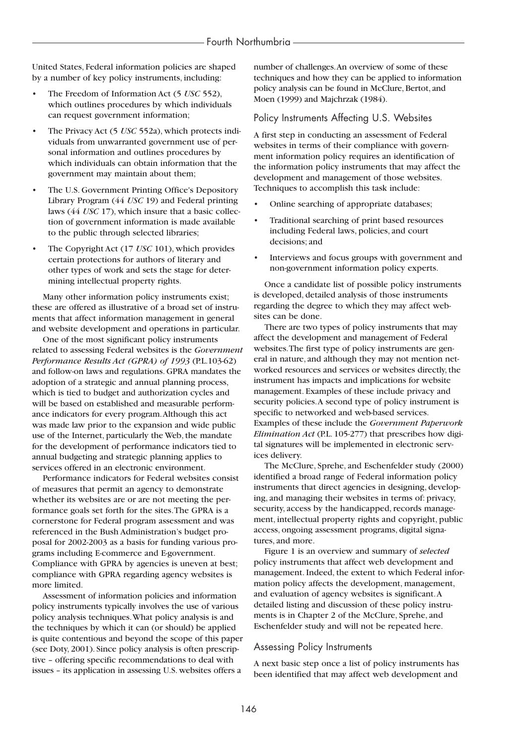United States, Federal information policies are shaped by a number of key policy instruments, including:

- The Freedom of Information Act (5 *USC* 552), which outlines procedures by which individuals can request government information;
- The Privacy Act (5 *USC* 552a), which protects individuals from unwarranted government use of personal information and outlines procedures by which individuals can obtain information that the government may maintain about them;
- The U.S. Government Printing Office's Depository Library Program (44 *USC* 19) and Federal printing laws (44 *USC* 17), which insure that a basic collection of government information is made available to the public through selected libraries;
- The Copyright Act (17 *USC* 101), which provides certain protections for authors of literary and other types of work and sets the stage for determining intellectual property rights.

Many other information policy instruments exist; these are offered as illustrative of a broad set of instruments that affect information management in general and website development and operations in particular.

One of the most significant policy instruments related to assessing Federal websites is the *Government Performance Results Act (GPRA) of 1993* (P.L.103-62) and follow-on laws and regulations. GPRA mandates the adoption of a strategic and annual planning process, which is tied to budget and authorization cycles and will be based on established and measurable performance indicators for every program. Although this act was made law prior to the expansion and wide public use of the Internet, particularly the Web, the mandate for the development of performance indicators tied to annual budgeting and strategic planning applies to services offered in an electronic environment.

Performance indicators for Federal websites consist of measures that permit an agency to demonstrate whether its websites are or are not meeting the performance goals set forth for the sites. The GPRA is a cornerstone for Federal program assessment and was referenced in the Bush Administration's budget proposal for 2002-2003 as a basis for funding various programs including E-commerce and E-government. Compliance with GPRA by agencies is uneven at best; compliance with GPRA regarding agency websites is more limited.

Assessment of information policies and information policy instruments typically involves the use of various policy analysis techniques. What policy analysis is and the techniques by which it can (or should) be applied is quite contentious and beyond the scope of this paper (see Doty, 2001). Since policy analysis is often prescriptive – offering specific recommendations to deal with issues – its application in assessing U.S. websites offers a number of challenges. An overview of some of these techniques and how they can be applied to information policy analysis can be found in McClure, Bertot, and Moen (1999) and Majchrzak (1984).

## Policy Instruments Affecting U.S. Websites

A first step in conducting an assessment of Federal websites in terms of their compliance with government information policy requires an identification of the information policy instruments that may affect the development and management of those websites. Techniques to accomplish this task include:

- Online searching of appropriate databases;
- Traditional searching of print based resources including Federal laws, policies, and court decisions; and
- Interviews and focus groups with government and non-government information policy experts.

Once a candidate list of possible policy instruments is developed, detailed analysis of those instruments regarding the degree to which they may affect websites can be done.

There are two types of policy instruments that may affect the development and management of Federal websites. The first type of policy instruments are general in nature, and although they may not mention networked resources and services or websites directly, the instrument has impacts and implications for website management. Examples of these include privacy and security policies. A second type of policy instrument is specific to networked and web-based services. Examples of these include the *Government Paperwork Elimination Act* (P.L. 105-277) that prescribes how digital signatures will be implemented in electronic services delivery.

The McClure, Sprehe, and Eschenfelder study (2000) identified a broad range of Federal information policy instruments that direct agencies in designing, developing, and managing their websites in terms of: privacy, security, access by the handicapped, records management, intellectual property rights and copyright, public access, ongoing assessment programs, digital signatures, and more.

Figure 1 is an overview and summary of *selected* policy instruments that affect web development and management. Indeed, the extent to which Federal information policy affects the development, management, and evaluation of agency websites is significant. A detailed listing and discussion of these policy instruments is in Chapter 2 of the McClure, Sprehe, and Eschenfelder study and will not be repeated here.

## Assessing Policy Instruments

A next basic step once a list of policy instruments has been identified that may affect web development and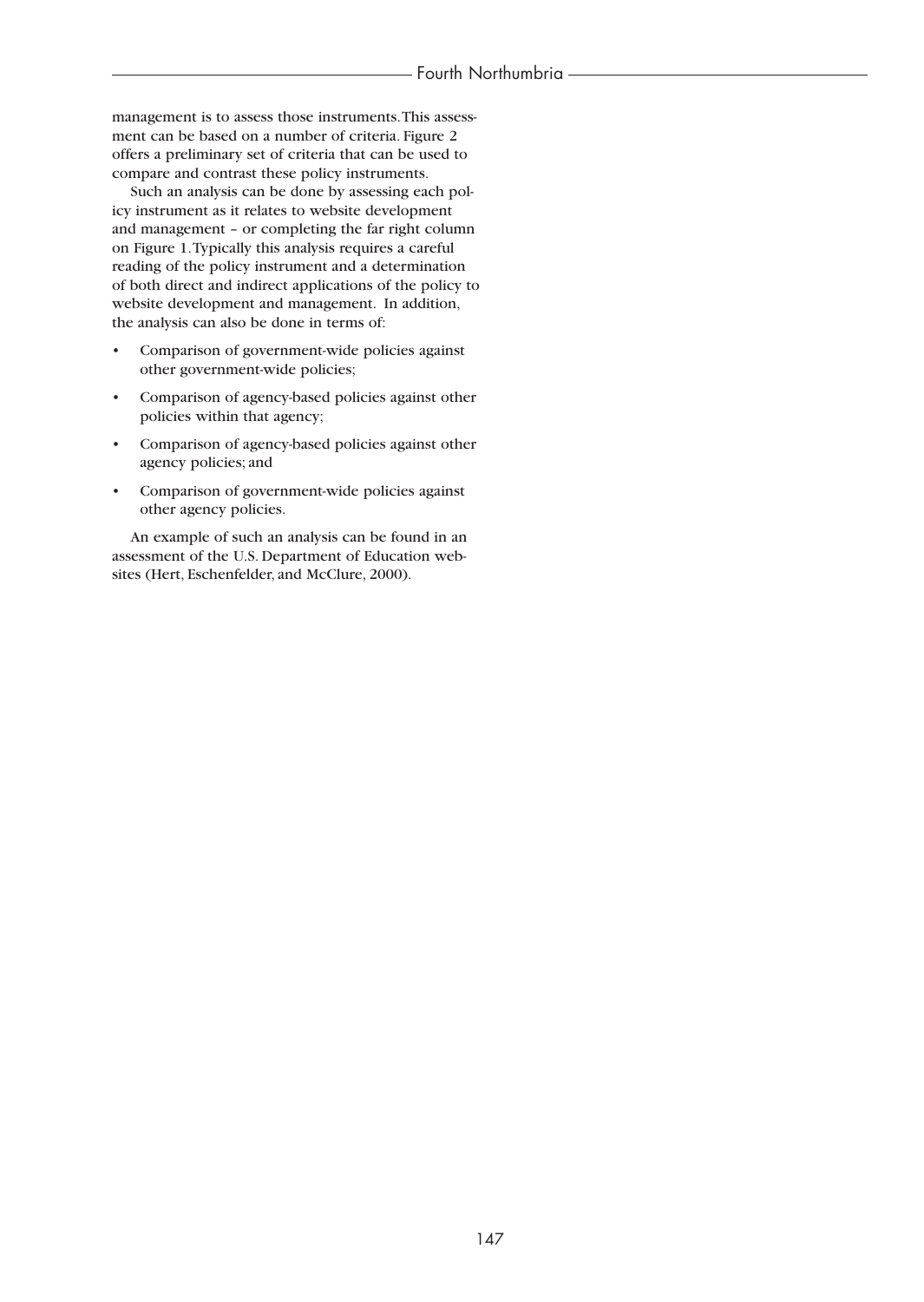management is to assess those instruments. This assessment can be based on a number of criteria. Figure 2 offers a preliminary set of criteria that can be used to compare and contrast these policy instruments.

Such an analysis can be done by assessing each policy instrument as it relates to website development and management – or completing the far right column on Figure 1. Typically this analysis requires a careful reading of the policy instrument and a determination of both direct and indirect applications of the policy to website development and management. In addition, the analysis can also be done in terms of:

- Comparison of government-wide policies against other government-wide policies;
- Comparison of agency-based policies against other policies within that agency;
- Comparison of agency-based policies against other agency policies; and
- Comparison of government-wide policies against other agency policies.

An example of such an analysis can be found in an assessment of the U.S. Department of Education websites (Hert, Eschenfelder, and McClure, 2000).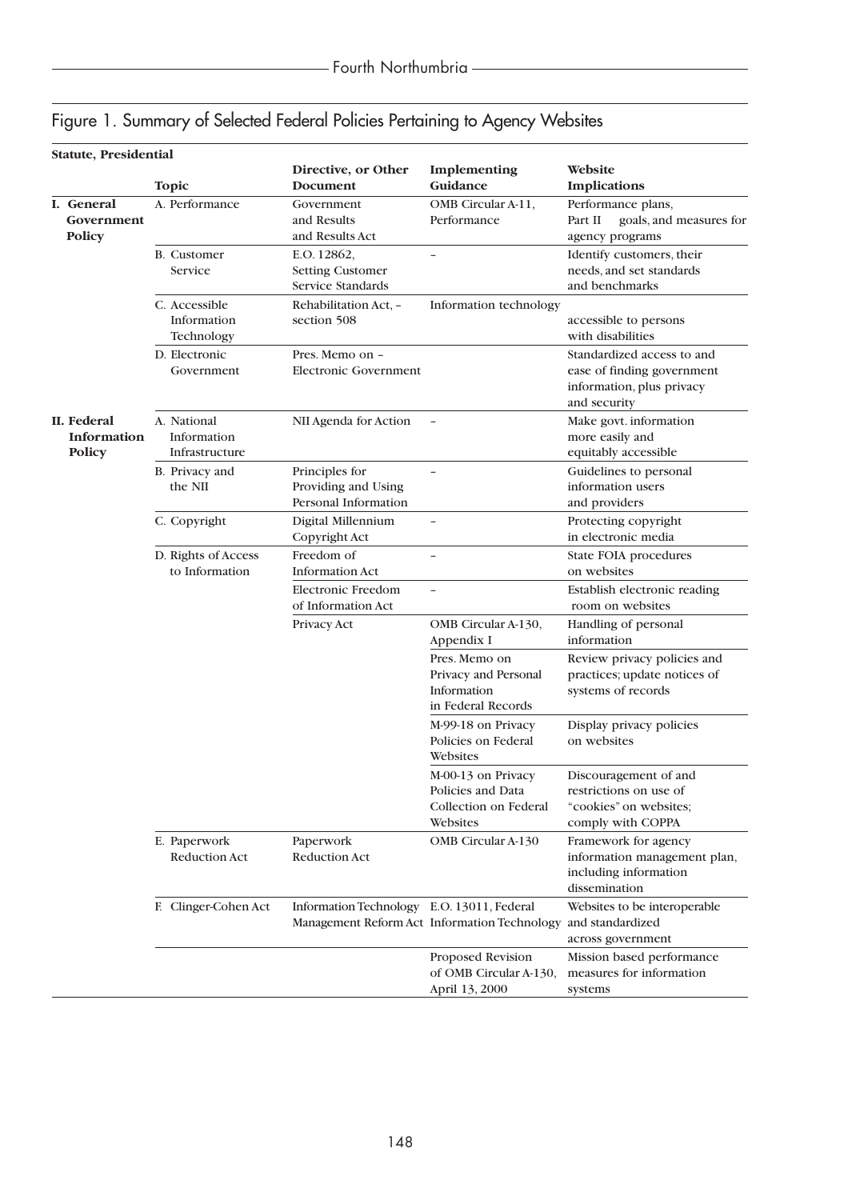## Figure 1. Summary of Selected Federal Policies Pertaining to Agency Websites

| | Topic | Statute, Presidential Directive, or Other Document | Implementing Guidance | Website Implications |
|---|---|---|---|---|
| **I. General Government Policy** | A. Performance | Government and Results and Results Act | OMB Circular A-11, Performance | Performance plans, Part II goals, and measures for agency programs |
| | B. Customer Service | E.O. 12862, Setting Customer Service Standards | – | Identify customers, their needs, and set standards and benchmarks |
| | C. Accessible Information Technology | Rehabilitation Act, – section 508 | Information technology | accessible to persons with disabilities |
| | D. Electronic Government | Pres. Memo on – Electronic Government | | Standardized access to and ease of finding government information, plus privacy and security |
| **II. Federal Information Policy** | A. National Information Infrastructure | NII Agenda for Action | – | Make govt. information more easily and equitably accessible |
| | B. Privacy and the NII | Principles for Providing and Using Personal Information | – | Guidelines to personal information users and providers |
| | C. Copyright | Digital Millennium Copyright Act | – | Protecting copyright in electronic media |
| | D. Rights of Access to Information | Freedom of Information Act | – | State FOIA procedures on websites |
| | | Electronic Freedom of Information Act | – | Establish electronic reading room on websites |
| | | Privacy Act | OMB Circular A-130, Appendix I | Handling of personal information |
| | | | Pres. Memo on Privacy and Personal Information in Federal Records | Review privacy policies and practices; update notices of systems of records |
| | | | M-99-18 on Privacy Policies on Federal Websites | Display privacy policies on websites |
| | | | M-00-13 on Privacy Policies and Data Collection on Federal Websites | Discouragement of and restrictions on use of "cookies" on websites; comply with COPPA |
| | E. Paperwork Reduction Act | Paperwork Reduction Act | OMB Circular A-130 | Framework for agency information management plan, including information dissemination |
| | F. Clinger-Cohen Act | Information Technology Management Reform Act | E.O. 13011, Federal Information Technology | Websites to be interoperable and standardized across government |
| | | | Proposed Revision of OMB Circular A-130, April 13, 2000 | Mission based performance measures for information systems |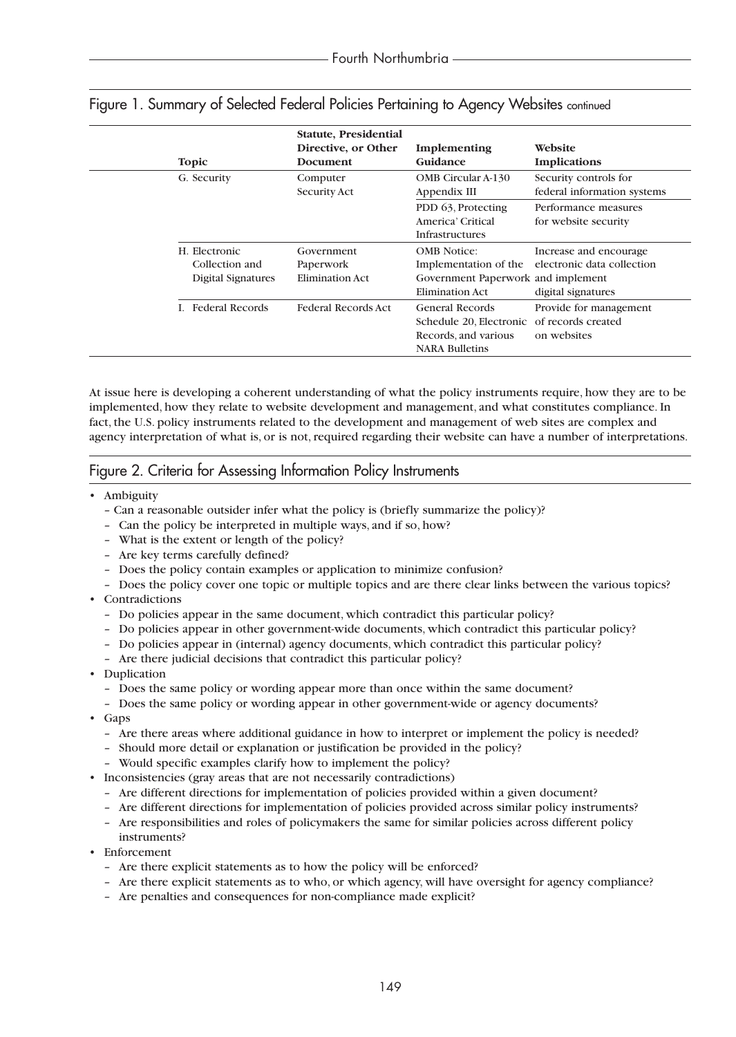## Figure 1. Summary of Selected Federal Policies Pertaining to Agency Websites continued

| Topic | Statute, Presidential Directive, or Other Document | Implementing Guidance | Website Implications |
|---|---|---|---|
| G. Security | Computer Security Act | OMB Circular A-130 Appendix III | Security controls for federal information systems |
| | | PDD 63, Protecting America' Critical Infrastructures | Performance measures for website security |
| H. Electronic Collection and Digital Signatures | Government Paperwork Elimination Act | OMB Notice: Implementation of the Government Paperwork Elimination Act | Increase and encourage electronic data collection and implement digital signatures |
| I. Federal Records | Federal Records Act | General Records Schedule 20, Electronic Records, and various NARA Bulletins | Provide for management of records created on websites |

At issue here is developing a coherent understanding of what the policy instruments require, how they are to be implemented, how they relate to website development and management, and what constitutes compliance. In fact, the U.S. policy instruments related to the development and management of web sites are complex and agency interpretation of what is, or is not, required regarding their website can have a number of interpretations.

## Figure 2. Criteria for Assessing Information Policy Instruments

- Ambiguity
  - Can a reasonable outsider infer what the policy is (briefly summarize the policy)?
  - Can the policy be interpreted in multiple ways, and if so, how?
  - What is the extent or length of the policy?
  - Are key terms carefully defined?
  - Does the policy contain examples or application to minimize confusion?
  - Does the policy cover one topic or multiple topics and are there clear links between the various topics?
- Contradictions
  - Do policies appear in the same document, which contradict this particular policy?
  - Do policies appear in other government-wide documents, which contradict this particular policy?
  - Do policies appear in (internal) agency documents, which contradict this particular policy?
  - Are there judicial decisions that contradict this particular policy?
- Duplication
  - Does the same policy or wording appear more than once within the same document?
  - Does the same policy or wording appear in other government-wide or agency documents?
- Gaps
  - Are there areas where additional guidance in how to interpret or implement the policy is needed?
  - Should more detail or explanation or justification be provided in the policy?
  - Would specific examples clarify how to implement the policy?
- Inconsistencies (gray areas that are not necessarily contradictions)
  - Are different directions for implementation of policies provided within a given document?
  - Are different directions for implementation of policies provided across similar policy instruments?
  - Are responsibilities and roles of policymakers the same for similar policies across different policy instruments?
- Enforcement
  - Are there explicit statements as to how the policy will be enforced?
  - Are there explicit statements as to who, or which agency, will have oversight for agency compliance?
  - Are penalties and consequences for non-compliance made explicit?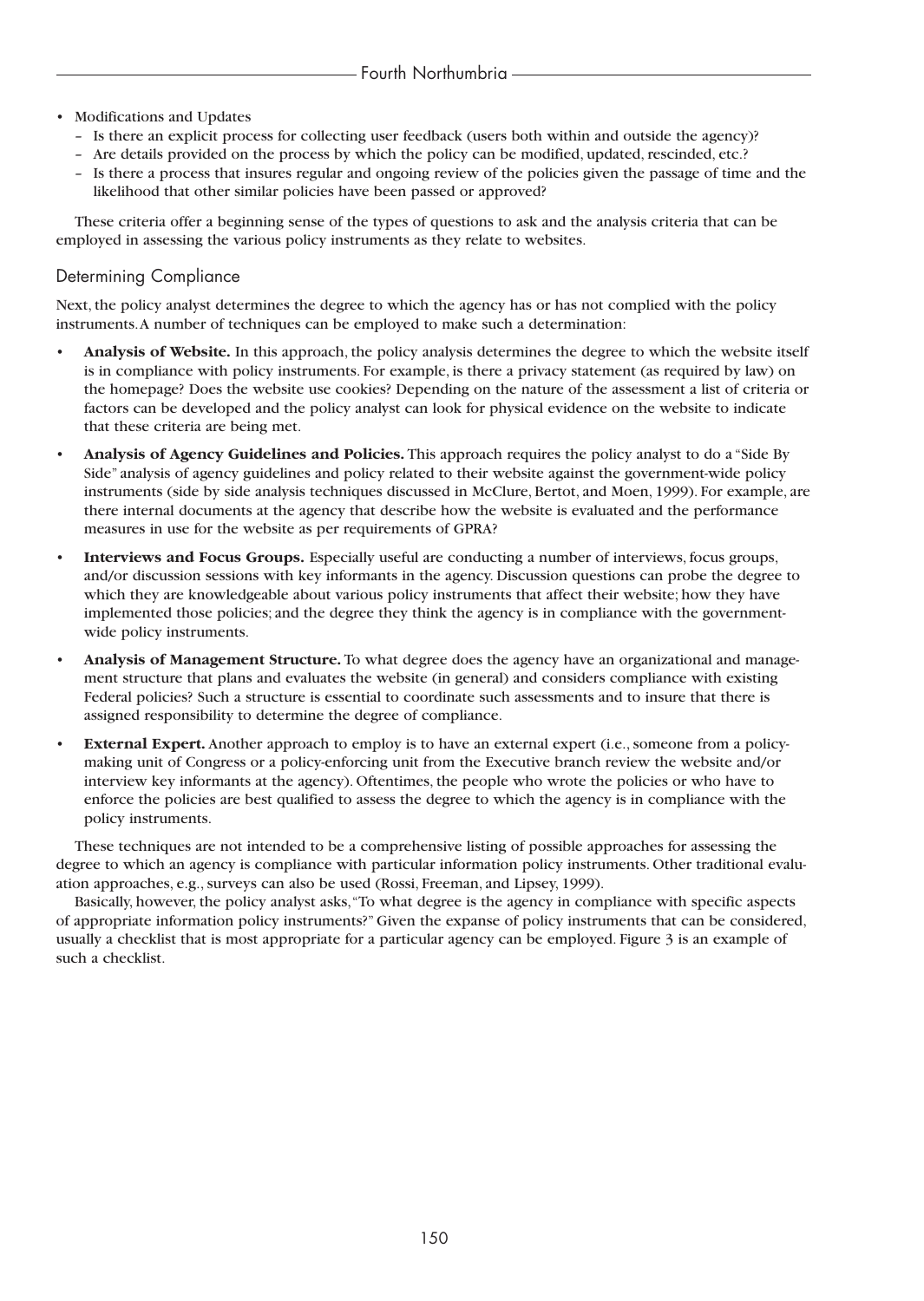- Modifications and Updates
  - Is there an explicit process for collecting user feedback (users both within and outside the agency)?
  - Are details provided on the process by which the policy can be modified, updated, rescinded, etc.?
  - Is there a process that insures regular and ongoing review of the policies given the passage of time and the likelihood that other similar policies have been passed or approved?

These criteria offer a beginning sense of the types of questions to ask and the analysis criteria that can be employed in assessing the various policy instruments as they relate to websites.

### Determining Compliance

Next, the policy analyst determines the degree to which the agency has or has not complied with the policy instruments. A number of techniques can be employed to make such a determination:

- **Analysis of Website.** In this approach, the policy analysis determines the degree to which the website itself is in compliance with policy instruments. For example, is there a privacy statement (as required by law) on the homepage? Does the website use cookies? Depending on the nature of the assessment a list of criteria or factors can be developed and the policy analyst can look for physical evidence on the website to indicate that these criteria are being met.
- **Analysis of Agency Guidelines and Policies.** This approach requires the policy analyst to do a "Side By Side" analysis of agency guidelines and policy related to their website against the government-wide policy instruments (side by side analysis techniques discussed in McClure, Bertot, and Moen, 1999). For example, are there internal documents at the agency that describe how the website is evaluated and the performance measures in use for the website as per requirements of GPRA?
- **Interviews and Focus Groups.** Especially useful are conducting a number of interviews, focus groups, and/or discussion sessions with key informants in the agency. Discussion questions can probe the degree to which they are knowledgeable about various policy instruments that affect their website; how they have implemented those policies; and the degree they think the agency is in compliance with the government-wide policy instruments.
- **Analysis of Management Structure.** To what degree does the agency have an organizational and management structure that plans and evaluates the website (in general) and considers compliance with existing Federal policies? Such a structure is essential to coordinate such assessments and to insure that there is assigned responsibility to determine the degree of compliance.
- **External Expert.** Another approach to employ is to have an external expert (i.e., someone from a policy-making unit of Congress or a policy-enforcing unit from the Executive branch review the website and/or interview key informants at the agency). Oftentimes, the people who wrote the policies or who have to enforce the policies are best qualified to assess the degree to which the agency is in compliance with the policy instruments.

These techniques are not intended to be a comprehensive listing of possible approaches for assessing the degree to which an agency is compliance with particular information policy instruments. Other traditional evaluation approaches, e.g., surveys can also be used (Rossi, Freeman, and Lipsey, 1999).

Basically, however, the policy analyst asks, "To what degree is the agency in compliance with specific aspects of appropriate information policy instruments?" Given the expanse of policy instruments that can be considered, usually a checklist that is most appropriate for a particular agency can be employed. Figure 3 is an example of such a checklist.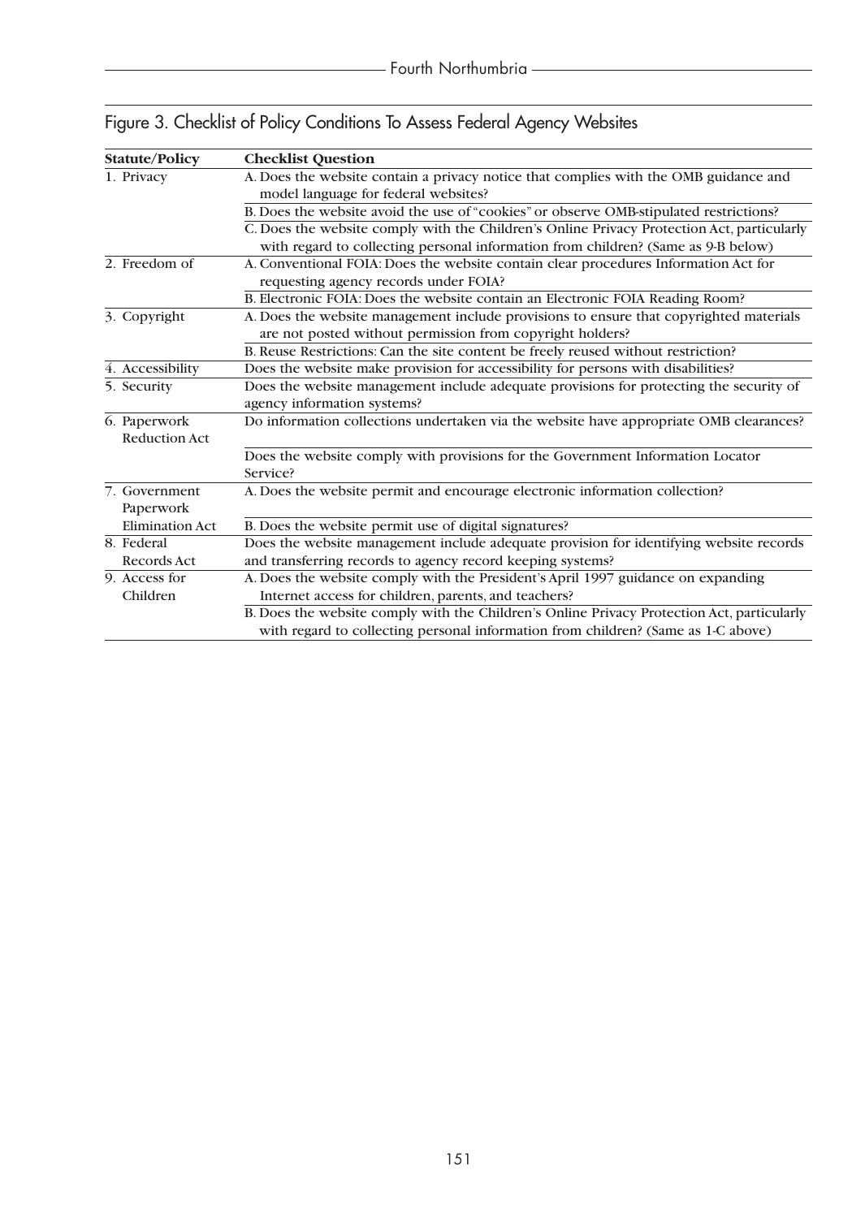## Figure 3. Checklist of Policy Conditions To Assess Federal Agency Websites

| Statute/Policy | Checklist Question |
|---|---|
| 1. Privacy | A. Does the website contain a privacy notice that complies with the OMB guidance and model language for federal websites? |
| | B. Does the website avoid the use of "cookies" or observe OMB-stipulated restrictions? |
| | C. Does the website comply with the Children's Online Privacy Protection Act, particularly with regard to collecting personal information from children? (Same as 9-B below) |
| 2. Freedom of | A. Conventional FOIA: Does the website contain clear procedures Information Act for requesting agency records under FOIA? |
| | B. Electronic FOIA: Does the website contain an Electronic FOIA Reading Room? |
| 3. Copyright | A. Does the website management include provisions to ensure that copyrighted materials are not posted without permission from copyright holders? |
| | B. Reuse Restrictions: Can the site content be freely reused without restriction? |
| 4. Accessibility | Does the website make provision for accessibility for persons with disabilities? |
| 5. Security | Does the website management include adequate provisions for protecting the security of agency information systems? |
| 6. Paperwork Reduction Act | Do information collections undertaken via the website have appropriate OMB clearances? |
| | Does the website comply with provisions for the Government Information Locator Service? |
| 7. Government Paperwork Elimination Act | A. Does the website permit and encourage electronic information collection? |
| | B. Does the website permit use of digital signatures? |
| 8. Federal Records Act | Does the website management include adequate provision for identifying website records and transferring records to agency record keeping systems? |
| 9. Access for Children | A. Does the website comply with the President's April 1997 guidance on expanding Internet access for children, parents, and teachers? |
| | B. Does the website comply with the Children's Online Privacy Protection Act, particularly with regard to collecting personal information from children? (Same as 1-C above) |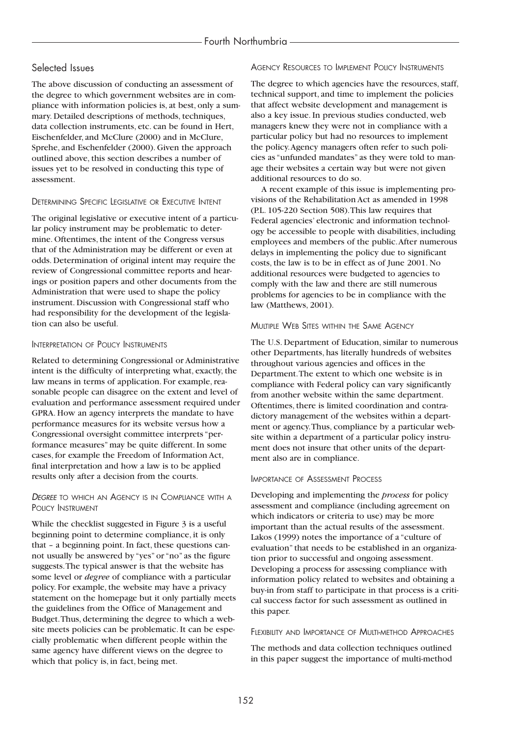## Selected Issues

The above discussion of conducting an assessment of the degree to which government websites are in compliance with information policies is, at best, only a summary. Detailed descriptions of methods, techniques, data collection instruments, etc. can be found in Hert, Eischenfelder, and McClure (2000) and in McClure, Sprehe, and Eschenfelder (2000). Given the approach outlined above, this section describes a number of issues yet to be resolved in conducting this type of assessment.

### Determining Specific Legislative or Executive Intent

The original legislative or executive intent of a particular policy instrument may be problematic to determine. Oftentimes, the intent of the Congress versus that of the Administration may be different or even at odds. Determination of original intent may require the review of Congressional committee reports and hearings or position papers and other documents from the Administration that were used to shape the policy instrument. Discussion with Congressional staff who had responsibility for the development of the legislation can also be useful.

### Interpretation of Policy Instruments

Related to determining Congressional or Administrative intent is the difficulty of interpreting what, exactly, the law means in terms of application. For example, reasonable people can disagree on the extent and level of evaluation and performance assessment required under GPRA. How an agency interprets the mandate to have performance measures for its website versus how a Congressional oversight committee interprets "performance measures" may be quite different. In some cases, for example the Freedom of Information Act, final interpretation and how a law is to be applied results only after a decision from the courts.

### *Degree* to which an Agency is in Compliance with a Policy Instrument

While the checklist suggested in Figure 3 is a useful beginning point to determine compliance, it is only that – a beginning point. In fact, these questions cannot usually be answered by "yes" or "no" as the figure suggests. The typical answer is that the website has some level or *degree* of compliance with a particular policy. For example, the website may have a privacy statement on the homepage but it only partially meets the guidelines from the Office of Management and Budget. Thus, determining the degree to which a website meets policies can be problematic. It can be especially problematic when different people within the same agency have different views on the degree to which that policy is, in fact, being met.

### Agency Resources to Implement Policy Instruments

The degree to which agencies have the resources, staff, technical support, and time to implement the policies that affect website development and management is also a key issue. In previous studies conducted, web managers knew they were not in compliance with a particular policy but had no resources to implement the policy. Agency managers often refer to such policies as "unfunded mandates" as they were told to manage their websites a certain way but were not given additional resources to do so.

A recent example of this issue is implementing provisions of the Rehabilitation Act as amended in 1998 (P.L. 105-220 Section 508). This law requires that Federal agencies' electronic and information technology be accessible to people with disabilities, including employees and members of the public. After numerous delays in implementing the policy due to significant costs, the law is to be in effect as of June 2001. No additional resources were budgeted to agencies to comply with the law and there are still numerous problems for agencies to be in compliance with the law (Matthews, 2001).

### Multiple Web Sites within the Same Agency

The U.S. Department of Education, similar to numerous other Departments, has literally hundreds of websites throughout various agencies and offices in the Department. The extent to which one website is in compliance with Federal policy can vary significantly from another website within the same department. Oftentimes, there is limited coordination and contradictory management of the websites within a department or agency. Thus, compliance by a particular website within a department of a particular policy instrument does not insure that other units of the department also are in compliance.

### Importance of Assessment Process

Developing and implementing the *process* for policy assessment and compliance (including agreement on which indicators or criteria to use) may be more important than the actual results of the assessment. Lakos (1999) notes the importance of a "culture of evaluation" that needs to be established in an organization prior to successful and ongoing assessment. Developing a process for assessing compliance with information policy related to websites and obtaining a buy-in from staff to participate in that process is a critical success factor for such assessment as outlined in this paper.

### Flexibility and Importance of Multi-method Approaches

The methods and data collection techniques outlined in this paper suggest the importance of multi-method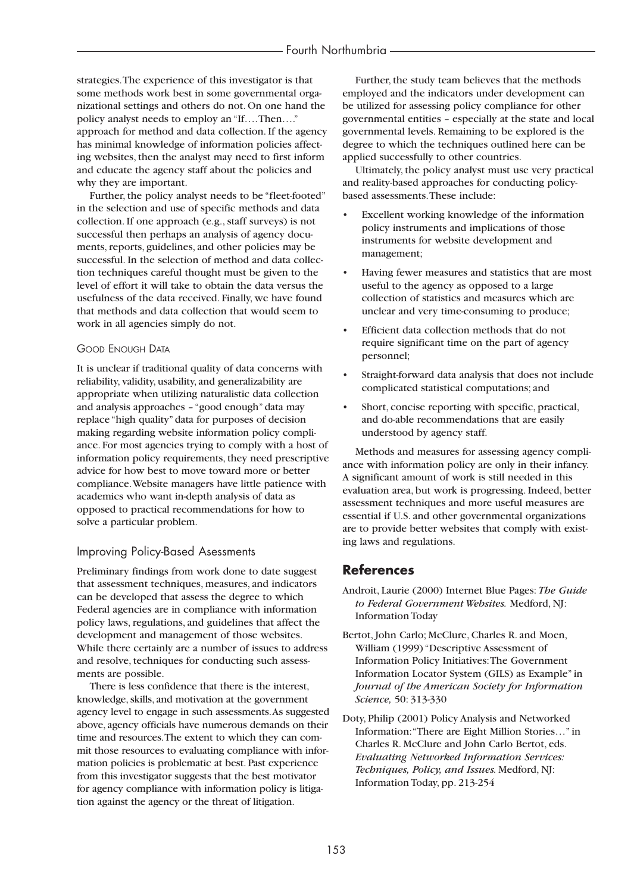strategies. The experience of this investigator is that some methods work best in some governmental organizational settings and others do not. On one hand the policy analyst needs to employ an "If….Then…." approach for method and data collection. If the agency has minimal knowledge of information policies affecting websites, then the analyst may need to first inform and educate the agency staff about the policies and why they are important.

Further, the policy analyst needs to be "fleet-footed" in the selection and use of specific methods and data collection. If one approach (e.g., staff surveys) is not successful then perhaps an analysis of agency documents, reports, guidelines, and other policies may be successful. In the selection of method and data collection techniques careful thought must be given to the level of effort it will take to obtain the data versus the usefulness of the data received. Finally, we have found that methods and data collection that would seem to work in all agencies simply do not.

#### Good Enough Data

It is unclear if traditional quality of data concerns with reliability, validity, usability, and generalizability are appropriate when utilizing naturalistic data collection and analysis approaches – "good enough" data may replace "high quality" data for purposes of decision making regarding website information policy compliance. For most agencies trying to comply with a host of information policy requirements, they need prescriptive advice for how best to move toward more or better compliance. Website managers have little patience with academics who want in-depth analysis of data as opposed to practical recommendations for how to solve a particular problem.

### Improving Policy-Based Asessments

Preliminary findings from work done to date suggest that assessment techniques, measures, and indicators can be developed that assess the degree to which Federal agencies are in compliance with information policy laws, regulations, and guidelines that affect the development and management of those websites. While there certainly are a number of issues to address and resolve, techniques for conducting such assessments are possible.

There is less confidence that there is the interest, knowledge, skills, and motivation at the government agency level to engage in such assessments. As suggested above, agency officials have numerous demands on their time and resources. The extent to which they can commit those resources to evaluating compliance with information policies is problematic at best. Past experience from this investigator suggests that the best motivator for agency compliance with information policy is litigation against the agency or the threat of litigation.

Further, the study team believes that the methods employed and the indicators under development can be utilized for assessing policy compliance for other governmental entities – especially at the state and local governmental levels. Remaining to be explored is the degree to which the techniques outlined here can be applied successfully to other countries.

Ultimately, the policy analyst must use very practical and reality-based approaches for conducting policy-based assessments. These include:

- Excellent working knowledge of the information policy instruments and implications of those instruments for website development and management;
- Having fewer measures and statistics that are most useful to the agency as opposed to a large collection of statistics and measures which are unclear and very time-consuming to produce;
- Efficient data collection methods that do not require significant time on the part of agency personnel;
- Straight-forward data analysis that does not include complicated statistical computations; and
- Short, concise reporting with specific, practical, and do-able recommendations that are easily understood by agency staff.

Methods and measures for assessing agency compliance with information policy are only in their infancy. A significant amount of work is still needed in this evaluation area, but work is progressing. Indeed, better assessment techniques and more useful measures are essential if U.S. and other governmental organizations are to provide better websites that comply with existing laws and regulations.

## References

Androit, Laurie (2000) Internet Blue Pages: *The Guide to Federal Government Websites.* Medford, NJ: Information Today

Bertot, John Carlo; McClure, Charles R. and Moen, William (1999) "Descriptive Assessment of Information Policy Initiatives: The Government Information Locator System (GILS) as Example" in *Journal of the American Society for Information Science,* 50: 313-330

Doty, Philip (2001) Policy Analysis and Networked Information: "There are Eight Million Stories…" in Charles R. McClure and John Carlo Bertot, eds. *Evaluating Networked Information Services: Techniques, Policy, and Issues.* Medford, NJ: Information Today, pp. 213-254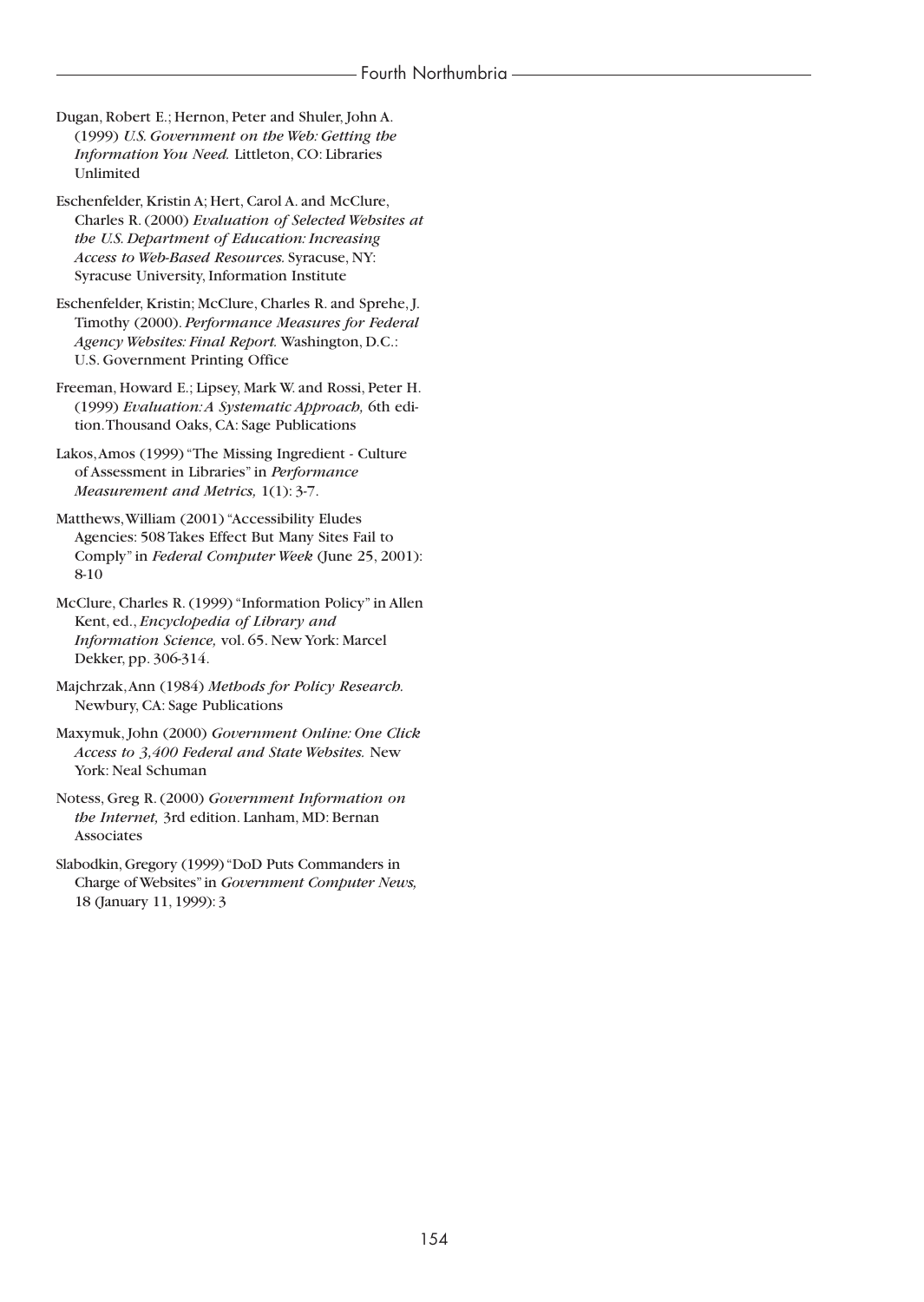Dugan, Robert E.; Hernon, Peter and Shuler, John A. (1999) *U.S. Government on the Web: Getting the Information You Need.* Littleton, CO: Libraries Unlimited

Eschenfelder, Kristin A; Hert, Carol A. and McClure, Charles R. (2000) *Evaluation of Selected Websites at the U.S. Department of Education: Increasing Access to Web-Based Resources.* Syracuse, NY: Syracuse University, Information Institute

Eschenfelder, Kristin; McClure, Charles R. and Sprehe, J. Timothy (2000). *Performance Measures for Federal Agency Websites: Final Report.* Washington, D.C.: U.S. Government Printing Office

Freeman, Howard E.; Lipsey, Mark W. and Rossi, Peter H. (1999) *Evaluation: A Systematic Approach,* 6th edition. Thousand Oaks, CA: Sage Publications

Lakos, Amos (1999) "The Missing Ingredient - Culture of Assessment in Libraries" in *Performance Measurement and Metrics,* 1(1): 3-7.

Matthews, William (2001) "Accessibility Eludes Agencies: 508 Takes Effect But Many Sites Fail to Comply" in *Federal Computer Week* (June 25, 2001): 8-10

McClure, Charles R. (1999) "Information Policy" in Allen Kent, ed., *Encyclopedia of Library and Information Science,* vol. 65. New York: Marcel Dekker, pp. 306-314.

Majchrzak, Ann (1984) *Methods for Policy Research.* Newbury, CA: Sage Publications

Maxymuk, John (2000) *Government Online: One Click Access to 3,400 Federal and State Websites.* New York: Neal Schuman

Notess, Greg R. (2000) *Government Information on the Internet,* 3rd edition. Lanham, MD: Bernan Associates

Slabodkin, Gregory (1999) "DoD Puts Commanders in Charge of Websites" in *Government Computer News,* 18 (January 11, 1999): 3